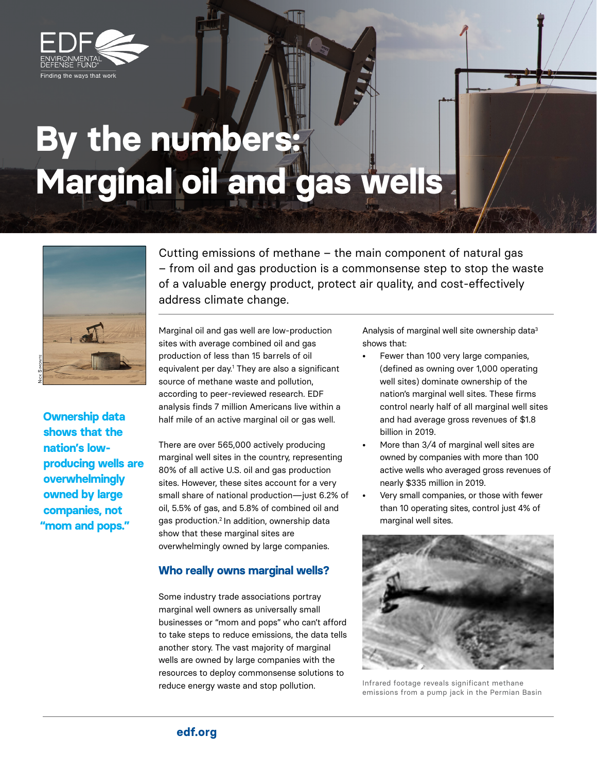EDF ENVIRONMENTAL DEFENSE FUND®
Finding the ways that work

# By the numbers: Marginal oil and gas wells

Nick Simonite

**Ownership data shows that the nation's low-producing wells are overwhelmingly owned by large companies, not "mom and pops."**

Cutting emissions of methane – the main component of natural gas – from oil and gas production is a commonsense step to stop the waste of a valuable energy product, protect air quality, and cost-effectively address climate change.

Marginal oil and gas well are low-production sites with average combined oil and gas production of less than 15 barrels of oil equivalent per day.[1] They are also a significant source of methane waste and pollution, according to peer-reviewed research. EDF analysis finds 7 million Americans live within a half mile of an active marginal oil or gas well.

There are over 565,000 actively producing marginal well sites in the country, representing 80% of all active U.S. oil and gas production sites. However, these sites account for a very small share of national production—just 6.2% of oil, 5.5% of gas, and 5.8% of combined oil and gas production.[2] In addition, ownership data show that these marginal sites are overwhelmingly owned by large companies.

## Who really owns marginal wells?

Some industry trade associations portray marginal well owners as universally small businesses or "mom and pops" who can't afford to take steps to reduce emissions, the data tells another story. The vast majority of marginal wells are owned by large companies with the resources to deploy commonsense solutions to reduce energy waste and stop pollution.

Analysis of marginal well site ownership data[3] shows that:

- Fewer than 100 very large companies, (defined as owning over 1,000 operating well sites) dominate ownership of the nation's marginal well sites. These firms control nearly half of all marginal well sites and had average gross revenues of $1.8 billion in 2019.
- More than 3/4 of marginal well sites are owned by companies with more than 100 active wells who averaged gross revenues of nearly $335 million in 2019.
- Very small companies, or those with fewer than 10 operating sites, control just 4% of marginal well sites.

Infrared footage reveals significant methane emissions from a pump jack in the Permian Basin

edf.org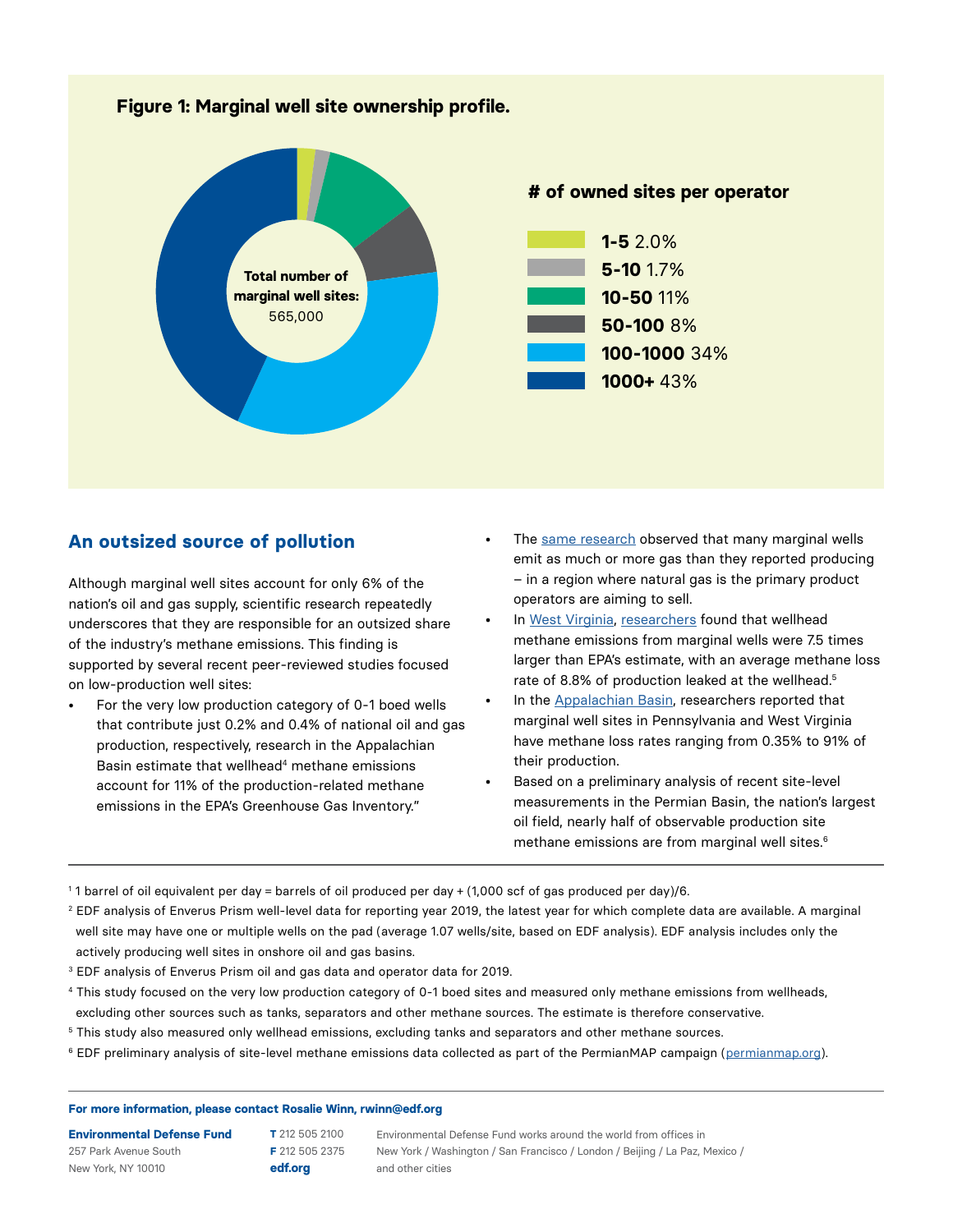**Figure 1: Marginal well site ownership profile.**

Total number of marginal well sites: 565,000

**# of owned sites per operator**

**1-5** 2.0%
**5-10** 1.7%
**10-50** 11%
**50-100** 8%
**100-1000** 34%
**1000+** 43%

## An outsized source of pollution

Although marginal well sites account for only 6% of the nation's oil and gas supply, scientific research repeatedly underscores that they are responsible for an outsized share of the industry's methane emissions. This finding is supported by several recent peer-reviewed studies focused on low-production well sites:

- For the very low production category of 0-1 boed wells that contribute just 0.2% and 0.4% of national oil and gas production, respectively, research in the Appalachian Basin estimate that wellhead[4] methane emissions account for 11% of the production-related methane emissions in the EPA's Greenhouse Gas Inventory."
- The same research observed that many marginal wells emit as much or more gas than they reported producing – in a region where natural gas is the primary product operators are aiming to sell.
- In West Virginia, researchers found that wellhead methane emissions from marginal wells were 7.5 times larger than EPA's estimate, with an average methane loss rate of 8.8% of production leaked at the wellhead.[5]
- In the Appalachian Basin, researchers reported that marginal well sites in Pennsylvania and West Virginia have methane loss rates ranging from 0.35% to 91% of their production.
- Based on a preliminary analysis of recent site-level measurements in the Permian Basin, the nation's largest oil field, nearly half of observable production site methane emissions are from marginal well sites.[6]

---

[1] 1 barrel of oil equivalent per day = barrels of oil produced per day + (1,000 scf of gas produced per day)/6.

[2] EDF analysis of Enverus Prism well-level data for reporting year 2019, the latest year for which complete data are available. A marginal well site may have one or multiple wells on the pad (average 1.07 wells/site, based on EDF analysis). EDF analysis includes only the actively producing well sites in onshore oil and gas basins.

[3] EDF analysis of Enverus Prism oil and gas data and operator data for 2019.

[4] This study focused on the very low production category of 0-1 boed sites and measured only methane emissions from wellheads, excluding other sources such as tanks, separators and other methane sources. The estimate is therefore conservative.

[5] This study also measured only wellhead emissions, excluding tanks and separators and other methane sources.

[6] EDF preliminary analysis of site-level methane emissions data collected as part of the PermianMAP campaign (permianmap.org).

---

**For more information, please contact Rosalie Winn, rwinn@edf.org**

**Environmental Defense Fund**
257 Park Avenue South
New York, NY 10010

**T** 212 505 2100
**F** 212 505 2375
**edf.org**

Environmental Defense Fund works around the world from offices in New York / Washington / San Francisco / London / Beijing / La Paz, Mexico / and other cities